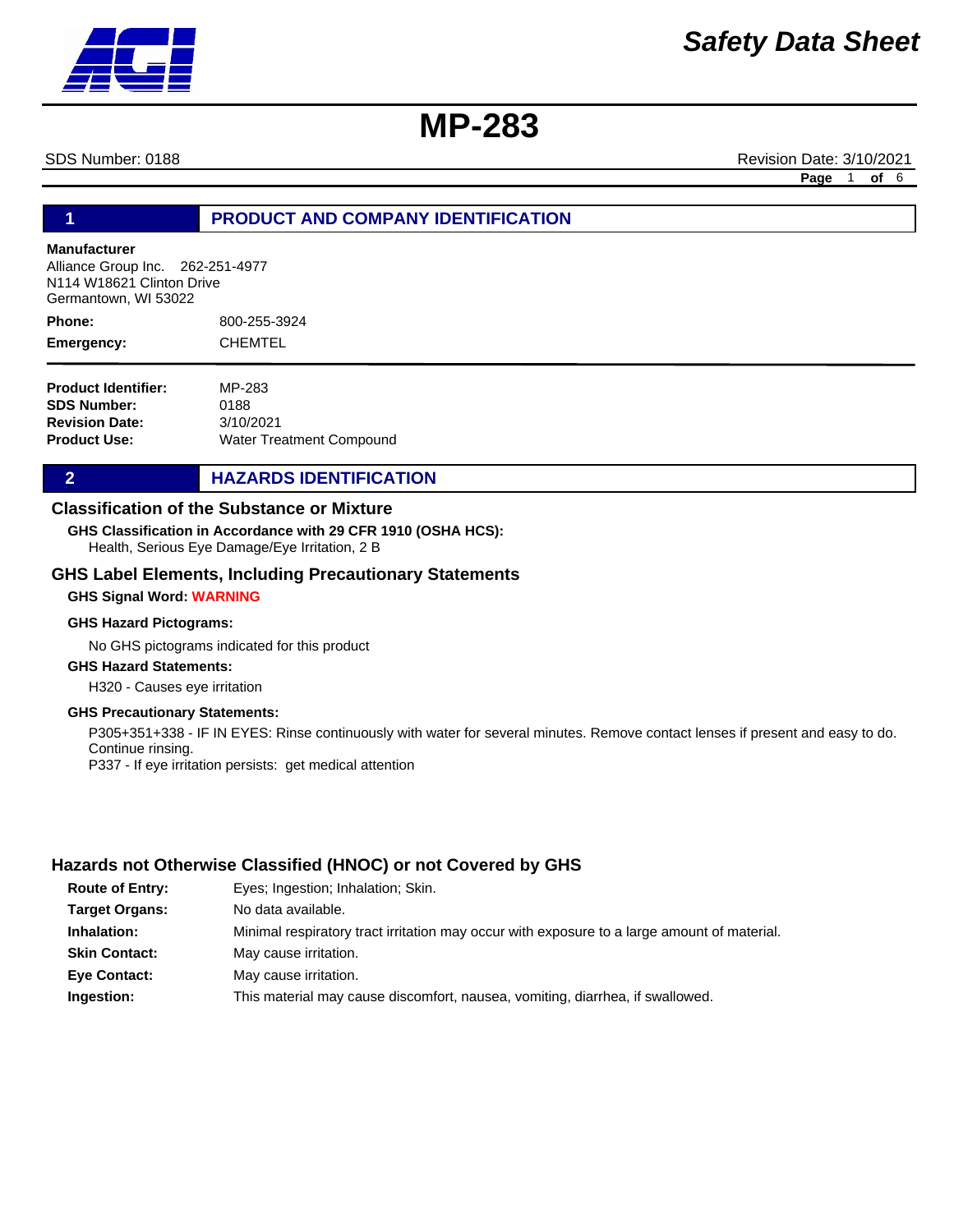# MP-283

SDS Number: 0188 Revision Date: 3/10/2021

## 1 PRODUCT AND COMPANY IDENTIFICATION

**Manufacturer**
Alliance Group Inc. 262-251-4977
N114 W18621 Clinton Drive
Germantown, WI 53022

**Phone:** 800-255-3924

**Emergency:** CHEMTEL

**Product Identifier:** MP-283
**SDS Number:** 0188
**Revision Date:** 3/10/2021
**Product Use:** Water Treatment Compound

## 2 HAZARDS IDENTIFICATION

### Classification of the Substance or Mixture

**GHS Classification in Accordance with 29 CFR 1910 (OSHA HCS):**
Health, Serious Eye Damage/Eye Irritation, 2 B

### GHS Label Elements, Including Precautionary Statements

**GHS Signal Word:** **WARNING**

**GHS Hazard Pictograms:**

No GHS pictograms indicated for this product

**GHS Hazard Statements:**

H320 - Causes eye irritation

**GHS Precautionary Statements:**

P305+351+338 - IF IN EYES: Rinse continuously with water for several minutes. Remove contact lenses if present and easy to do. Continue rinsing.
P337 - If eye irritation persists: get medical attention

### Hazards not Otherwise Classified (HNOC) or not Covered by GHS

**Route of Entry:** Eyes; Ingestion; Inhalation; Skin.

**Target Organs:** No data available.

**Inhalation:** Minimal respiratory tract irritation may occur with exposure to a large amount of material.

**Skin Contact:** May cause irritation.

**Eye Contact:** May cause irritation.

**Ingestion:** This material may cause discomfort, nausea, vomiting, diarrhea, if swallowed.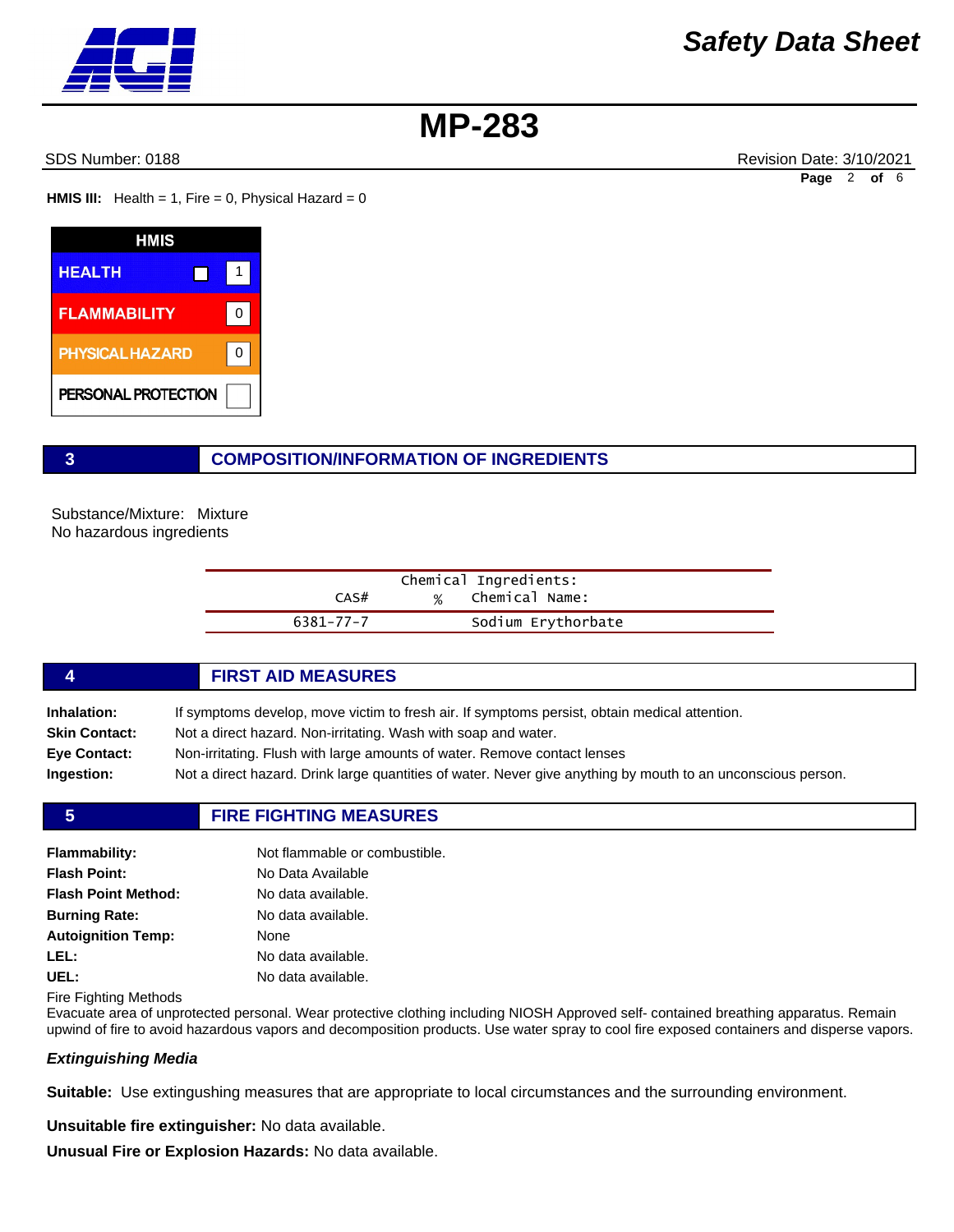**HMIS III:** Health = 1, Fire = 0, Physical Hazard = 0

| HMIS | |
|---|---|
| HEALTH | 1 |
| FLAMMABILITY | 0 |
| PHYSICAL HAZARD | 0 |
| PERSONAL PROTECTION | |

## 3 COMPOSITION/INFORMATION OF INGREDIENTS

Substance/Mixture: Mixture
No hazardous ingredients

| Chemical Ingredients: | | |
|---|---|---|
| CAS# | % | Chemical Name: |
| 6381-77-7 | | Sodium Erythorbate |

## 4 FIRST AID MEASURES

**Inhalation:** If symptoms develop, move victim to fresh air. If symptoms persist, obtain medical attention.
**Skin Contact:** Not a direct hazard. Non-irritating. Wash with soap and water.
**Eye Contact:** Non-irritating. Flush with large amounts of water. Remove contact lenses
**Ingestion:** Not a direct hazard. Drink large quantities of water. Never give anything by mouth to an unconscious person.

## 5 FIRE FIGHTING MEASURES

**Flammability:** Not flammable or combustible.
**Flash Point:** No Data Available
**Flash Point Method:** No data available.
**Burning Rate:** No data available.
**Autoignition Temp:** None
**LEL:** No data available.
**UEL:** No data available.

Fire Fighting Methods
Evacuate area of unprotected personal. Wear protective clothing including NIOSH Approved self- contained breathing apparatus. Remain upwind of fire to avoid hazardous vapors and decomposition products. Use water spray to cool fire exposed containers and disperse vapors.

***Extinguishing Media***

**Suitable:** Use extinguishing measures that are appropriate to local circumstances and the surrounding environment.

**Unsuitable fire extinguisher:** No data available.

**Unusual Fire or Explosion Hazards:** No data available.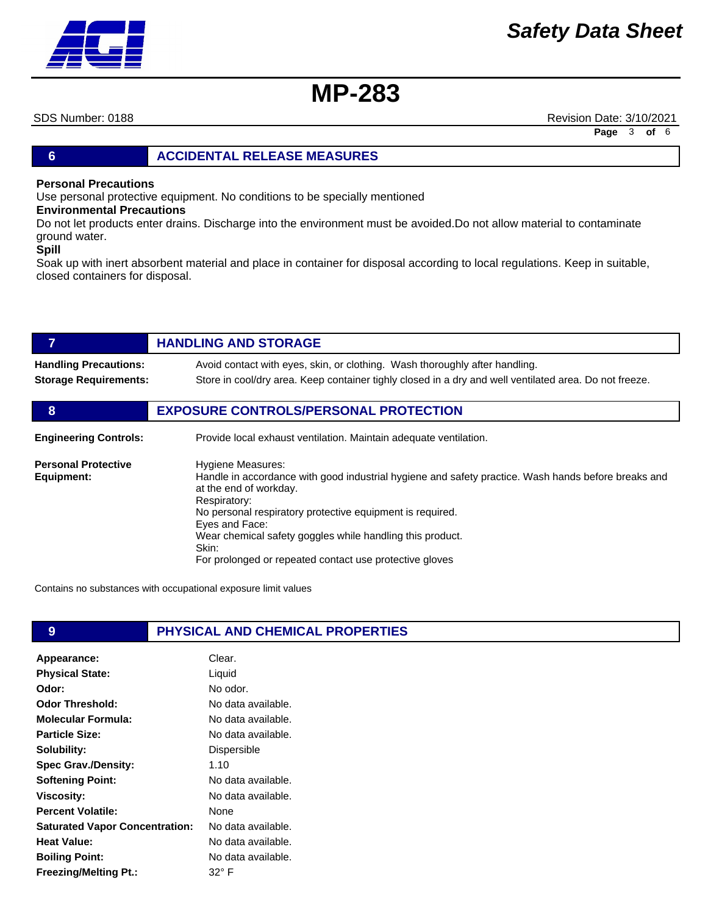## 6 ACCIDENTAL RELEASE MEASURES

**Personal Precautions**

Use personal protective equipment. No conditions to be specially mentioned

**Environmental Precautions**

Do not let products enter drains. Discharge into the environment must be avoided.Do not allow material to contaminate ground water.

**Spill**

Soak up with inert absorbent material and place in container for disposal according to local regulations. Keep in suitable, closed containers for disposal.

## 7 HANDLING AND STORAGE

**Handling Precautions:** Avoid contact with eyes, skin, or clothing. Wash thoroughly after handling.

**Storage Requirements:** Store in cool/dry area. Keep container tighly closed in a dry and well ventilated area. Do not freeze.

## 8 EXPOSURE CONTROLS/PERSONAL PROTECTION

**Engineering Controls:** Provide local exhaust ventilation. Maintain adequate ventilation.

**Personal Protective Equipment:**

Hygiene Measures:
Handle in accordance with good industrial hygiene and safety practice. Wash hands before breaks and at the end of workday.
Respiratory:
No personal respiratory protective equipment is required.
Eyes and Face:
Wear chemical safety goggles while handling this product.
Skin:
For prolonged or repeated contact use protective gloves

Contains no substances with occupational exposure limit values

## 9 PHYSICAL AND CHEMICAL PROPERTIES

| | |
|---|---|
| **Appearance:** | Clear. |
| **Physical State:** | Liquid |
| **Odor:** | No odor. |
| **Odor Threshold:** | No data available. |
| **Molecular Formula:** | No data available. |
| **Particle Size:** | No data available. |
| **Solubility:** | Dispersible |
| **Spec Grav./Density:** | 1.10 |
| **Softening Point:** | No data available. |
| **Viscosity:** | No data available. |
| **Percent Volatile:** | None |
| **Saturated Vapor Concentration:** | No data available. |
| **Heat Value:** | No data available. |
| **Boiling Point:** | No data available. |
| **Freezing/Melting Pt.:** | 32° F |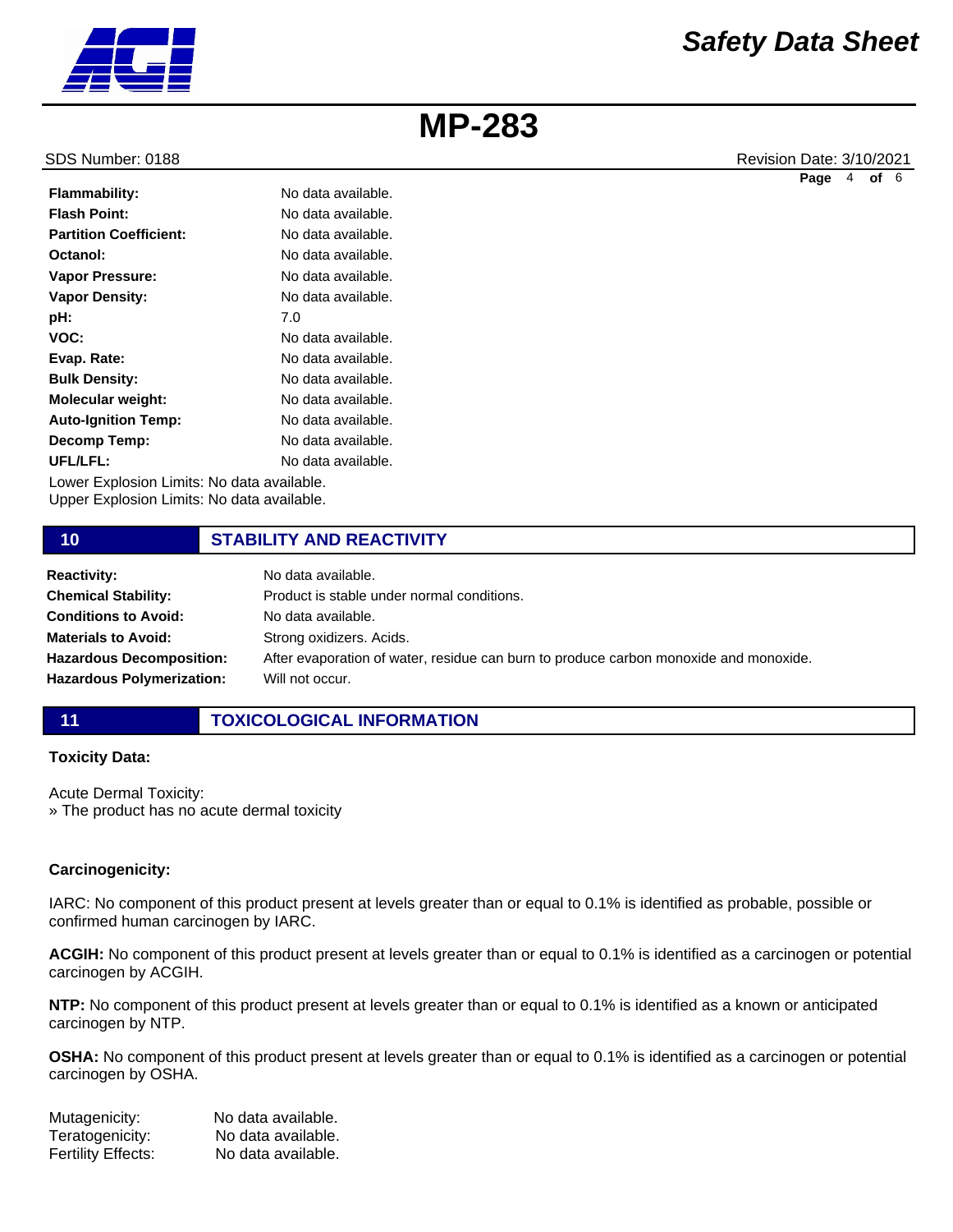| | |
|---|---|
| **Flammability:** | No data available. |
| **Flash Point:** | No data available. |
| **Partition Coefficient:** | No data available. |
| **Octanol:** | No data available. |
| **Vapor Pressure:** | No data available. |
| **Vapor Density:** | No data available. |
| **pH:** | 7.0 |
| **VOC:** | No data available. |
| **Evap. Rate:** | No data available. |
| **Bulk Density:** | No data available. |
| **Molecular weight:** | No data available. |
| **Auto-Ignition Temp:** | No data available. |
| **Decomp Temp:** | No data available. |
| **UFL/LFL:** | No data available. |

Lower Explosion Limits: No data available.
Upper Explosion Limits: No data available.

## 10 STABILITY AND REACTIVITY

| | |
|---|---|
| **Reactivity:** | No data available. |
| **Chemical Stability:** | Product is stable under normal conditions. |
| **Conditions to Avoid:** | No data available. |
| **Materials to Avoid:** | Strong oxidizers. Acids. |
| **Hazardous Decomposition:** | After evaporation of water, residue can burn to produce carbon monoxide and monoxide. |
| **Hazardous Polymerization:** | Will not occur. |

## 11 TOXICOLOGICAL INFORMATION

**Toxicity Data:**

Acute Dermal Toxicity:
» The product has no acute dermal toxicity

**Carcinogenicity:**

IARC: No component of this product present at levels greater than or equal to 0.1% is identified as probable, possible or confirmed human carcinogen by IARC.

**ACGIH:** No component of this product present at levels greater than or equal to 0.1% is identified as a carcinogen or potential carcinogen by ACGIH.

**NTP:** No component of this product present at levels greater than or equal to 0.1% is identified as a known or anticipated carcinogen by NTP.

**OSHA:** No component of this product present at levels greater than or equal to 0.1% is identified as a carcinogen or potential carcinogen by OSHA.

| | |
|---|---|
| Mutagenicity: | No data available. |
| Teratogenicity: | No data available. |
| Fertility Effects: | No data available. |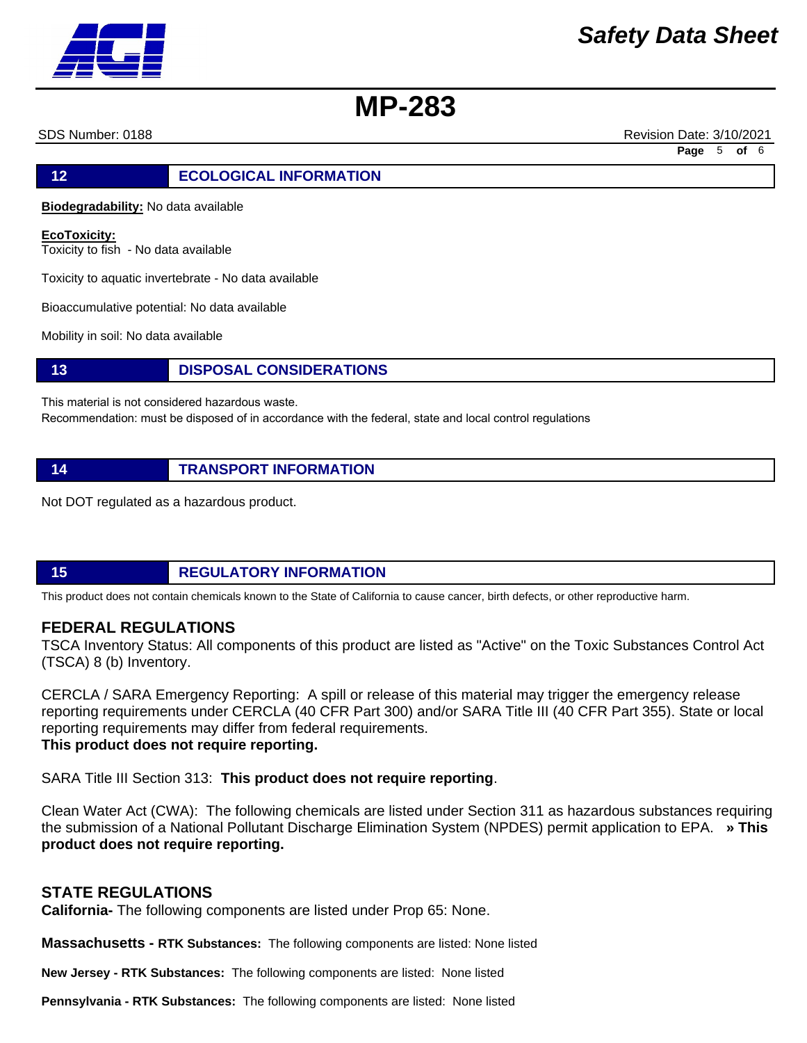## 12 ECOLOGICAL INFORMATION

**Biodegradability:** No data available

**EcoToxicity:**
Toxicity to fish - No data available

Toxicity to aquatic invertebrate - No data available

Bioaccumulative potential: No data available

Mobility in soil: No data available

## 13 DISPOSAL CONSIDERATIONS

This material is not considered hazardous waste.
Recommendation: must be disposed of in accordance with the federal, state and local control regulations

## 14 TRANSPORT INFORMATION

Not DOT regulated as a hazardous product.

## 15 REGULATORY INFORMATION

This product does not contain chemicals known to the State of California to cause cancer, birth defects, or other reproductive harm.

### FEDERAL REGULATIONS

TSCA Inventory Status: All components of this product are listed as "Active" on the Toxic Substances Control Act (TSCA) 8 (b) Inventory.

CERCLA / SARA Emergency Reporting: A spill or release of this material may trigger the emergency release reporting requirements under CERCLA (40 CFR Part 300) and/or SARA Title III (40 CFR Part 355). State or local reporting requirements may differ from federal requirements.
**This product does not require reporting.**

SARA Title III Section 313: **This product does not require reporting**.

Clean Water Act (CWA): The following chemicals are listed under Section 311 as hazardous substances requiring the submission of a National Pollutant Discharge Elimination System (NPDES) permit application to EPA. **» This product does not require reporting.**

### STATE REGULATIONS

**California-** The following components are listed under Prop 65: None.

**Massachusetts - RTK Substances:** The following components are listed: None listed

**New Jersey - RTK Substances:** The following components are listed: None listed

**Pennsylvania - RTK Substances:** The following components are listed: None listed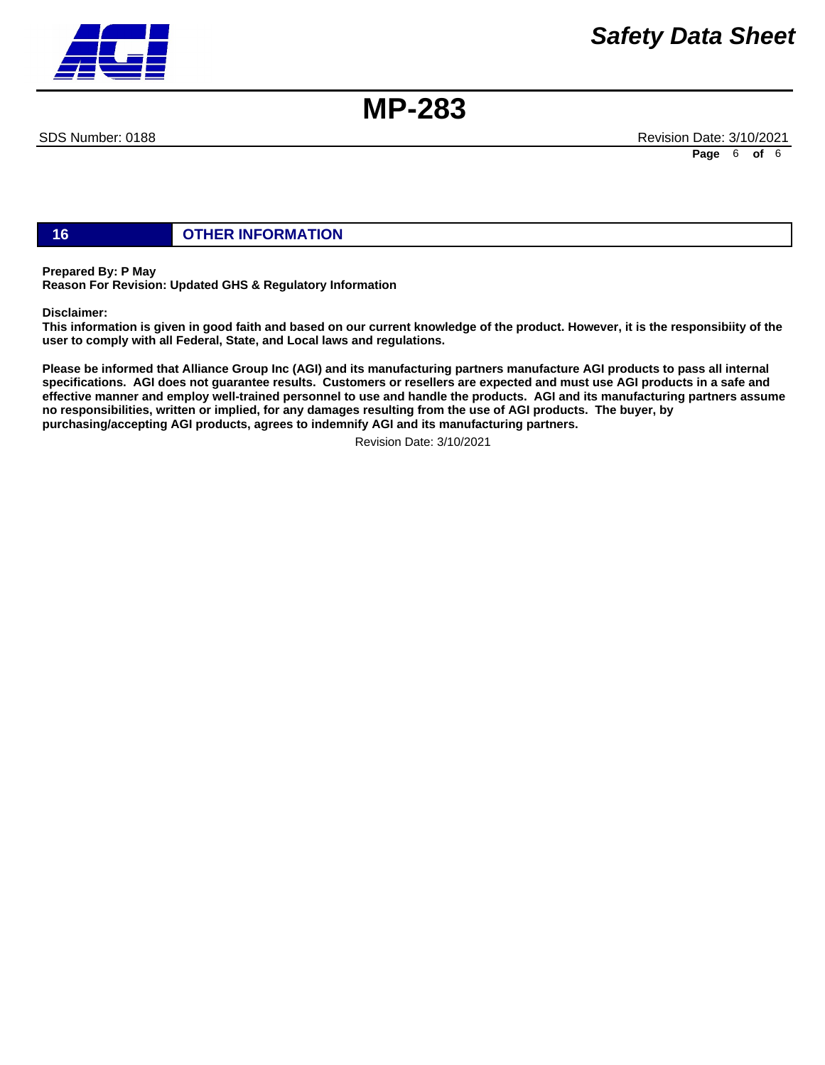## 16 OTHER INFORMATION

**Prepared By: P May**
**Reason For Revision: Updated GHS & Regulatory Information**

**Disclaimer:**
**This information is given in good faith and based on our current knowledge of the product. However, it is the responsibiity of the user to comply with all Federal, State, and Local laws and regulations.**

**Please be informed that Alliance Group Inc (AGI) and its manufacturing partners manufacture AGI products to pass all internal specifications. AGI does not guarantee results. Customers or resellers are expected and must use AGI products in a safe and effective manner and employ well-trained personnel to use and handle the products. AGI and its manufacturing partners assume no responsibilities, written or implied, for any damages resulting from the use of AGI products. The buyer, by purchasing/accepting AGI products, agrees to indemnify AGI and its manufacturing partners.**

Revision Date: 3/10/2021